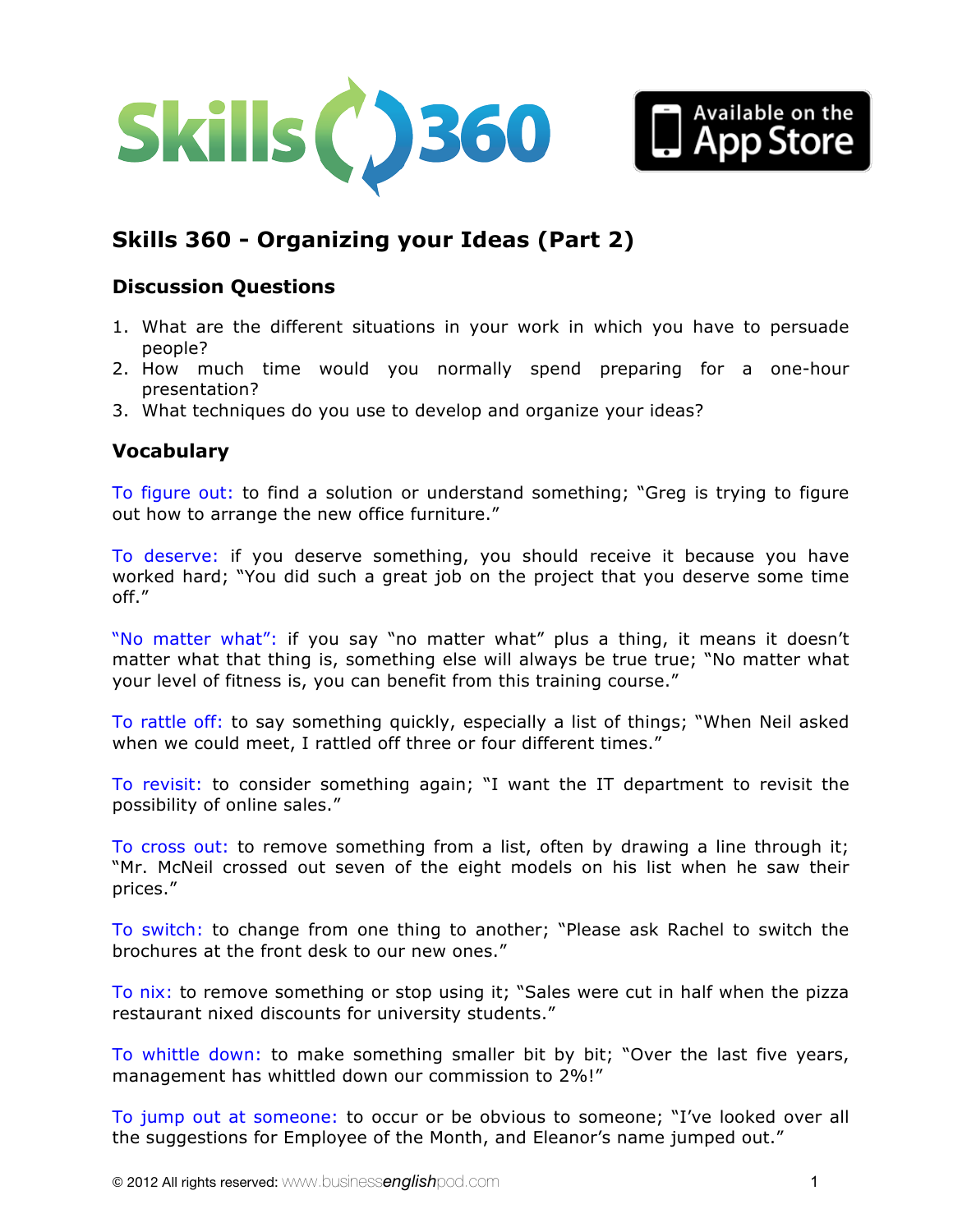# Skills 360 - Organizing your Ideas (Part 2)

## Discussion Questions

1. What are the different situations in your work in which you have to persuade people?
2. How much time would you normally spend preparing for a one-hour presentation?
3. What techniques do you use to develop and organize your ideas?

## Vocabulary

To figure out: to find a solution or understand something; "Greg is trying to figure out how to arrange the new office furniture."

To deserve: if you deserve something, you should receive it because you have worked hard; "You did such a great job on the project that you deserve some time off."

"No matter what": if you say "no matter what" plus a thing, it means it doesn't matter what that thing is, something else will always be true true; "No matter what your level of fitness is, you can benefit from this training course."

To rattle off: to say something quickly, especially a list of things; "When Neil asked when we could meet, I rattled off three or four different times."

To revisit: to consider something again; "I want the IT department to revisit the possibility of online sales."

To cross out: to remove something from a list, often by drawing a line through it; "Mr. McNeil crossed out seven of the eight models on his list when he saw their prices."

To switch: to change from one thing to another; "Please ask Rachel to switch the brochures at the front desk to our new ones."

To nix: to remove something or stop using it; "Sales were cut in half when the pizza restaurant nixed discounts for university students."

To whittle down: to make something smaller bit by bit; "Over the last five years, management has whittled down our commission to 2%!"

To jump out at someone: to occur or be obvious to someone; "I've looked over all the suggestions for Employee of the Month, and Eleanor's name jumped out."

© 2012 All rights reserved: www.businessenglishpod.com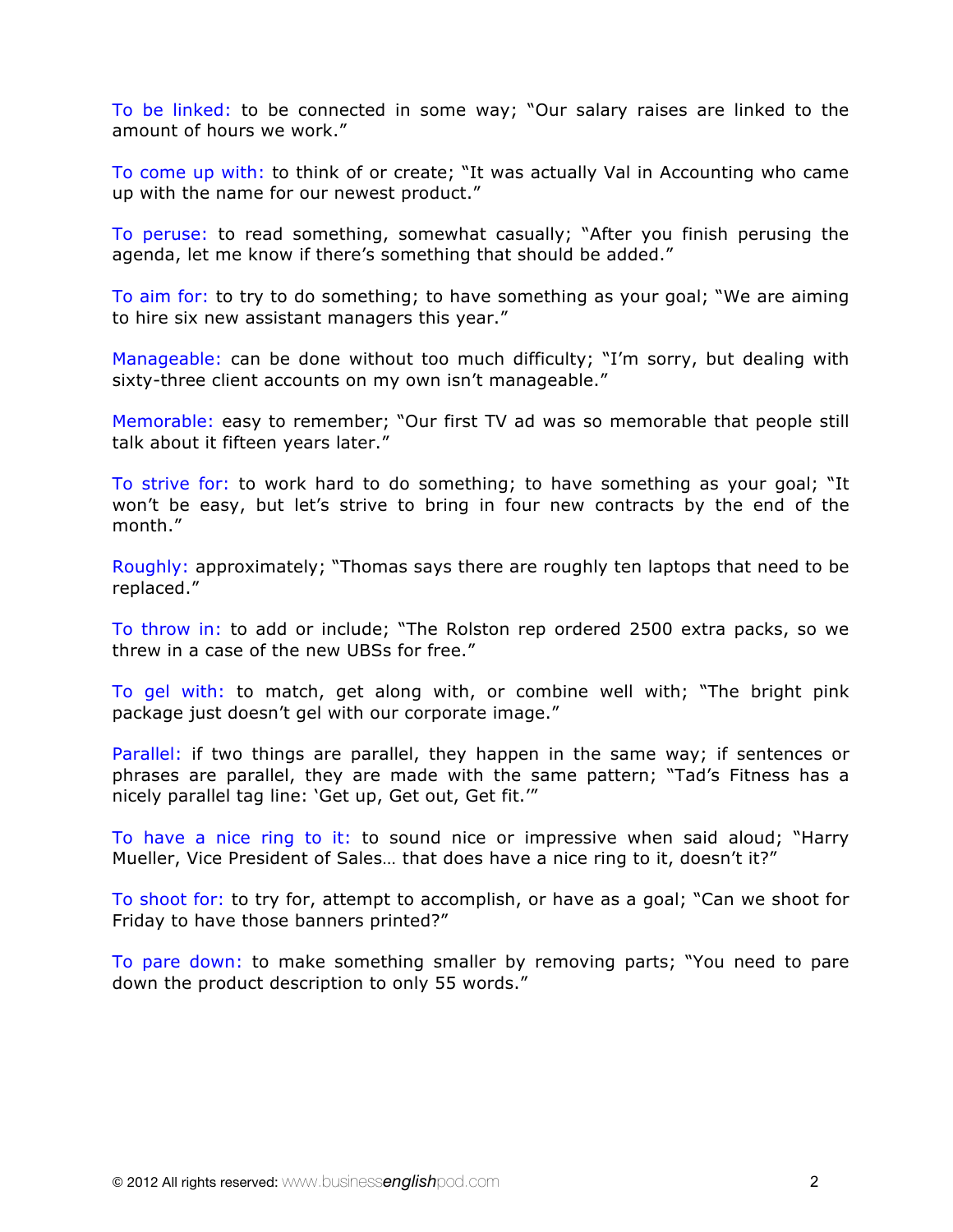To be linked: to be connected in some way; "Our salary raises are linked to the amount of hours we work."

To come up with: to think of or create; "It was actually Val in Accounting who came up with the name for our newest product."

To peruse: to read something, somewhat casually; "After you finish perusing the agenda, let me know if there's something that should be added."

To aim for: to try to do something; to have something as your goal; "We are aiming to hire six new assistant managers this year."

Manageable: can be done without too much difficulty; "I'm sorry, but dealing with sixty-three client accounts on my own isn't manageable."

Memorable: easy to remember; "Our first TV ad was so memorable that people still talk about it fifteen years later."

To strive for: to work hard to do something; to have something as your goal; "It won't be easy, but let's strive to bring in four new contracts by the end of the month."

Roughly: approximately; "Thomas says there are roughly ten laptops that need to be replaced."

To throw in: to add or include; "The Rolston rep ordered 2500 extra packs, so we threw in a case of the new UBSs for free."

To gel with: to match, get along with, or combine well with; "The bright pink package just doesn't gel with our corporate image."

Parallel: if two things are parallel, they happen in the same way; if sentences or phrases are parallel, they are made with the same pattern; "Tad's Fitness has a nicely parallel tag line: 'Get up, Get out, Get fit.'"

To have a nice ring to it: to sound nice or impressive when said aloud; "Harry Mueller, Vice President of Sales… that does have a nice ring to it, doesn't it?"

To shoot for: to try for, attempt to accomplish, or have as a goal; "Can we shoot for Friday to have those banners printed?"

To pare down: to make something smaller by removing parts; "You need to pare down the product description to only 55 words."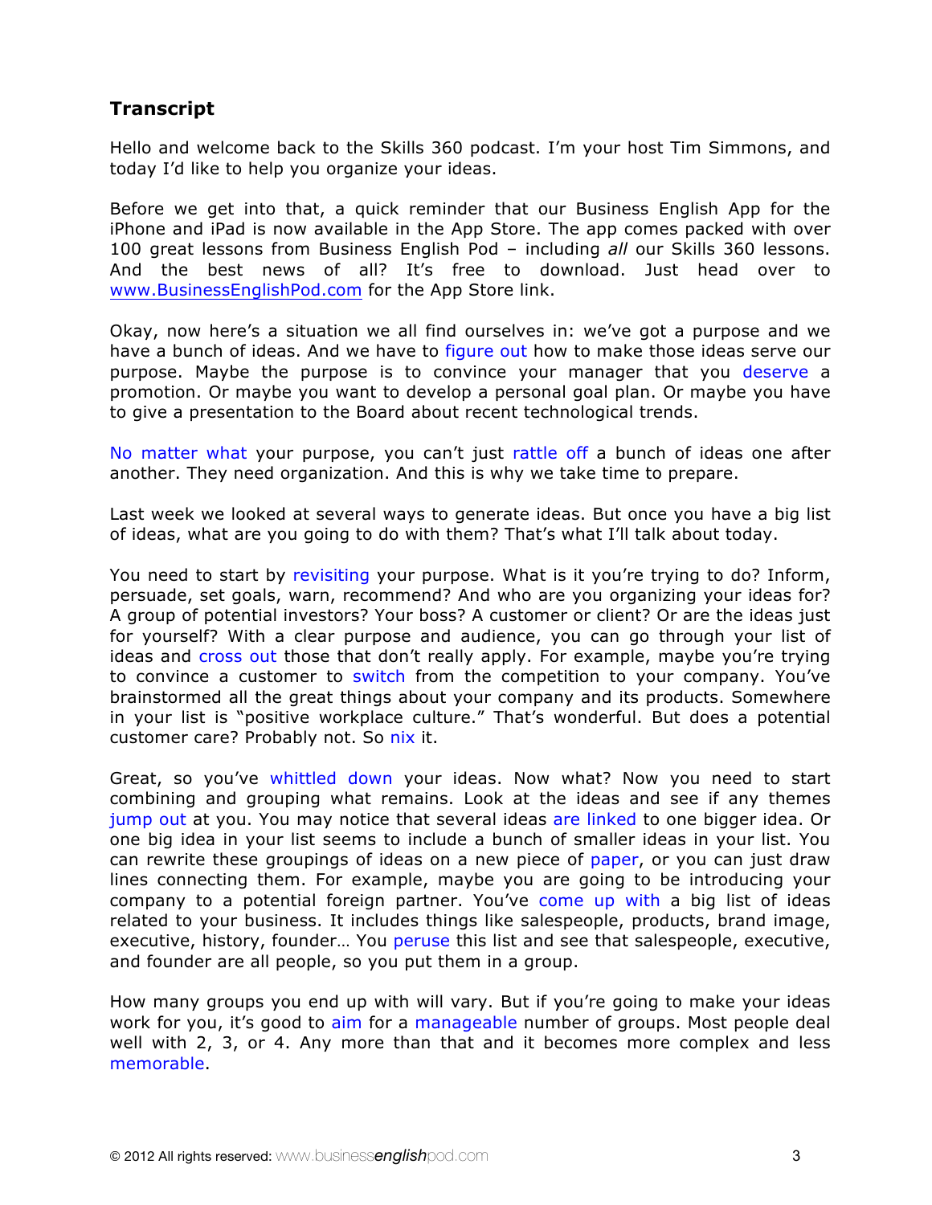## Transcript

Hello and welcome back to the Skills 360 podcast. I'm your host Tim Simmons, and today I'd like to help you organize your ideas.

Before we get into that, a quick reminder that our Business English App for the iPhone and iPad is now available in the App Store. The app comes packed with over 100 great lessons from Business English Pod – including *all* our Skills 360 lessons. And the best news of all? It's free to download. Just head over to [www.BusinessEnglishPod.com](http://www.BusinessEnglishPod.com) for the App Store link.

Okay, now here's a situation we all find ourselves in: we've got a purpose and we have a bunch of ideas. And we have to figure out how to make those ideas serve our purpose. Maybe the purpose is to convince your manager that you deserve a promotion. Or maybe you want to develop a personal goal plan. Or maybe you have to give a presentation to the Board about recent technological trends.

No matter what your purpose, you can't just rattle off a bunch of ideas one after another. They need organization. And this is why we take time to prepare.

Last week we looked at several ways to generate ideas. But once you have a big list of ideas, what are you going to do with them? That's what I'll talk about today.

You need to start by revisiting your purpose. What is it you're trying to do? Inform, persuade, set goals, warn, recommend? And who are you organizing your ideas for? A group of potential investors? Your boss? A customer or client? Or are the ideas just for yourself? With a clear purpose and audience, you can go through your list of ideas and cross out those that don't really apply. For example, maybe you're trying to convince a customer to switch from the competition to your company. You've brainstormed all the great things about your company and its products. Somewhere in your list is "positive workplace culture." That's wonderful. But does a potential customer care? Probably not. So nix it.

Great, so you've whittled down your ideas. Now what? Now you need to start combining and grouping what remains. Look at the ideas and see if any themes jump out at you. You may notice that several ideas are linked to one bigger idea. Or one big idea in your list seems to include a bunch of smaller ideas in your list. You can rewrite these groupings of ideas on a new piece of paper, or you can just draw lines connecting them. For example, maybe you are going to be introducing your company to a potential foreign partner. You've come up with a big list of ideas related to your business. It includes things like salespeople, products, brand image, executive, history, founder… You peruse this list and see that salespeople, executive, and founder are all people, so you put them in a group.

How many groups you end up with will vary. But if you're going to make your ideas work for you, it's good to aim for a manageable number of groups. Most people deal well with 2, 3, or 4. Any more than that and it becomes more complex and less memorable.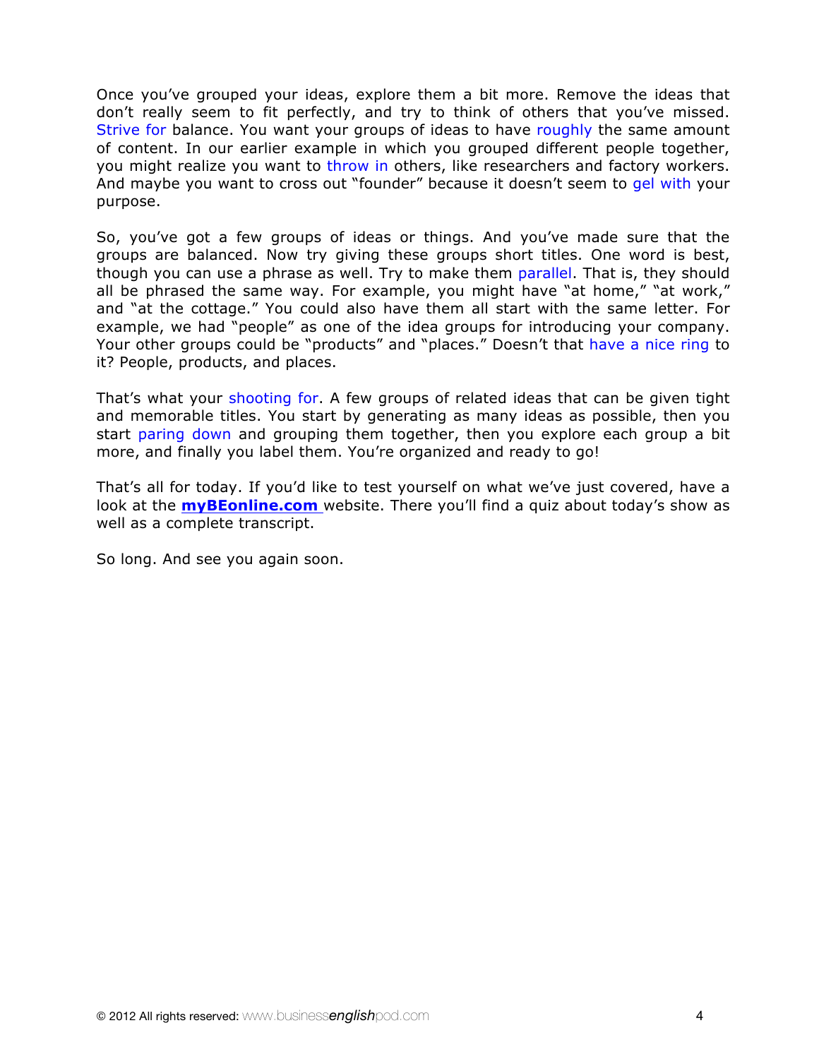Once you've grouped your ideas, explore them a bit more. Remove the ideas that don't really seem to fit perfectly, and try to think of others that you've missed. Strive for balance. You want your groups of ideas to have roughly the same amount of content. In our earlier example in which you grouped different people together, you might realize you want to throw in others, like researchers and factory workers. And maybe you want to cross out "founder" because it doesn't seem to gel with your purpose.

So, you've got a few groups of ideas or things. And you've made sure that the groups are balanced. Now try giving these groups short titles. One word is best, though you can use a phrase as well. Try to make them parallel. That is, they should all be phrased the same way. For example, you might have "at home," "at work," and "at the cottage." You could also have them all start with the same letter. For example, we had "people" as one of the idea groups for introducing your company. Your other groups could be "products" and "places." Doesn't that have a nice ring to it? People, products, and places.

That's what your shooting for. A few groups of related ideas that can be given tight and memorable titles. You start by generating as many ideas as possible, then you start paring down and grouping them together, then you explore each group a bit more, and finally you label them. You're organized and ready to go!

That's all for today. If you'd like to test yourself on what we've just covered, have a look at the **myBEonline.com** website. There you'll find a quiz about today's show as well as a complete transcript.

So long. And see you again soon.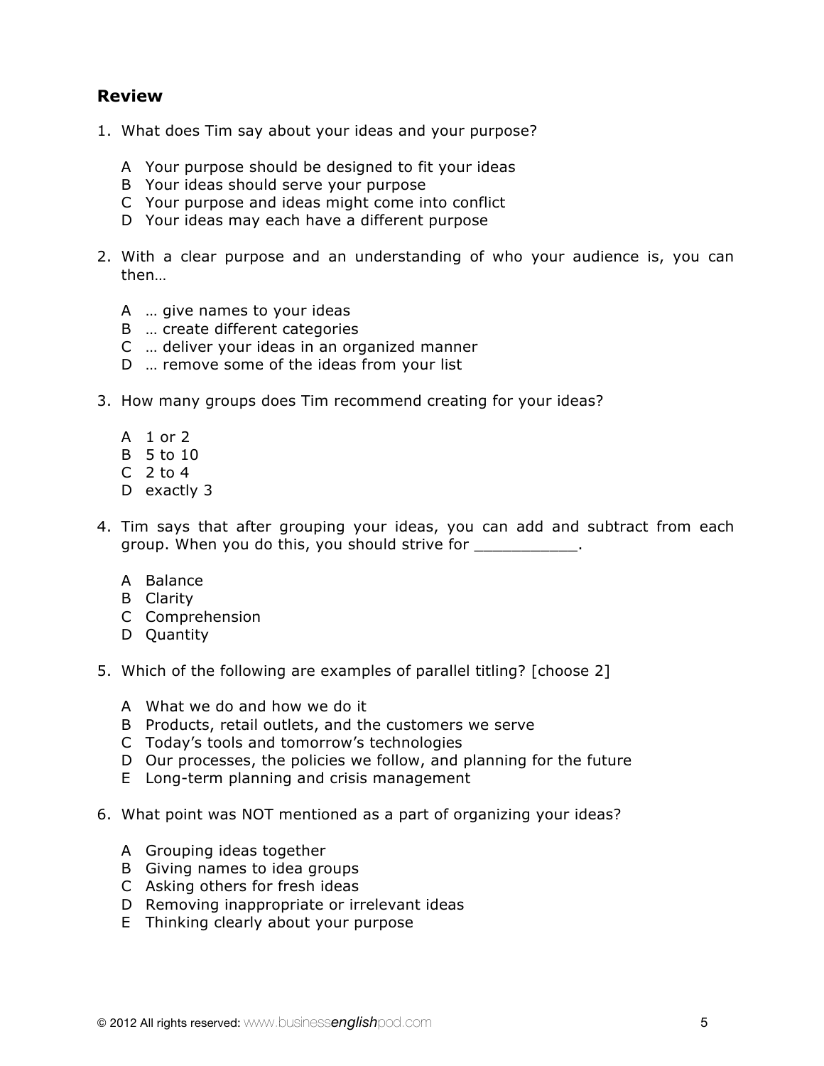## Review

1. What does Tim say about your ideas and your purpose?

   A Your purpose should be designed to fit your ideas
   B Your ideas should serve your purpose
   C Your purpose and ideas might come into conflict
   D Your ideas may each have a different purpose

2. With a clear purpose and an understanding of who your audience is, you can then…

   A … give names to your ideas
   B … create different categories
   C … deliver your ideas in an organized manner
   D … remove some of the ideas from your list

3. How many groups does Tim recommend creating for your ideas?

   A 1 or 2
   B 5 to 10
   C 2 to 4
   D exactly 3

4. Tim says that after grouping your ideas, you can add and subtract from each group. When you do this, you should strive for ___________.

   A Balance
   B Clarity
   C Comprehension
   D Quantity

5. Which of the following are examples of parallel titling? [choose 2]

   A What we do and how we do it
   B Products, retail outlets, and the customers we serve
   C Today's tools and tomorrow's technologies
   D Our processes, the policies we follow, and planning for the future
   E Long-term planning and crisis management

6. What point was NOT mentioned as a part of organizing your ideas?

   A Grouping ideas together
   B Giving names to idea groups
   C Asking others for fresh ideas
   D Removing inappropriate or irrelevant ideas
   E Thinking clearly about your purpose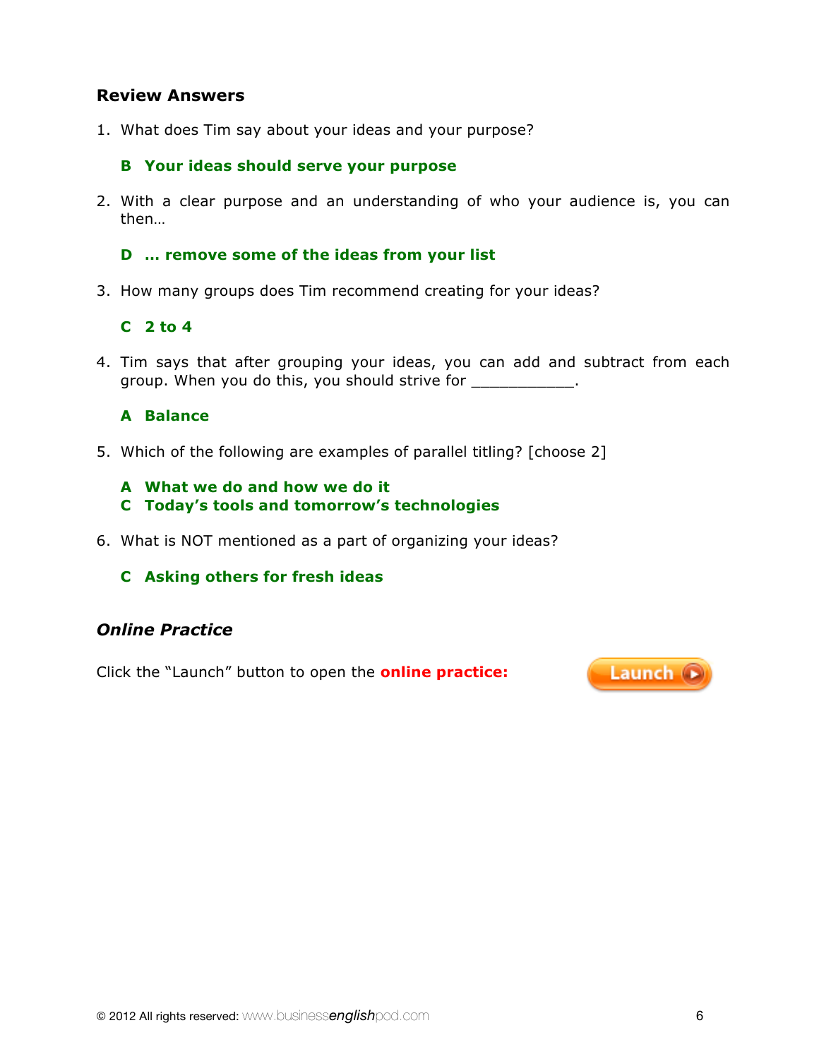## Review Answers

1. What does Tim say about your ideas and your purpose?

   **B Your ideas should serve your purpose**

2. With a clear purpose and an understanding of who your audience is, you can then…

   **D … remove some of the ideas from your list**

3. How many groups does Tim recommend creating for your ideas?

   **C 2 to 4**

4. Tim says that after grouping your ideas, you can add and subtract from each group. When you do this, you should strive for ___________.

   **A Balance**

5. Which of the following are examples of parallel titling? [choose 2]

   **A What we do and how we do it**
   **C Today's tools and tomorrow's technologies**

6. What is NOT mentioned as a part of organizing your ideas?

   **C Asking others for fresh ideas**

### *Online Practice*

Click the "Launch" button to open the **online practice:** Launch

© 2012 All rights reserved: www.businessenglishpod.com